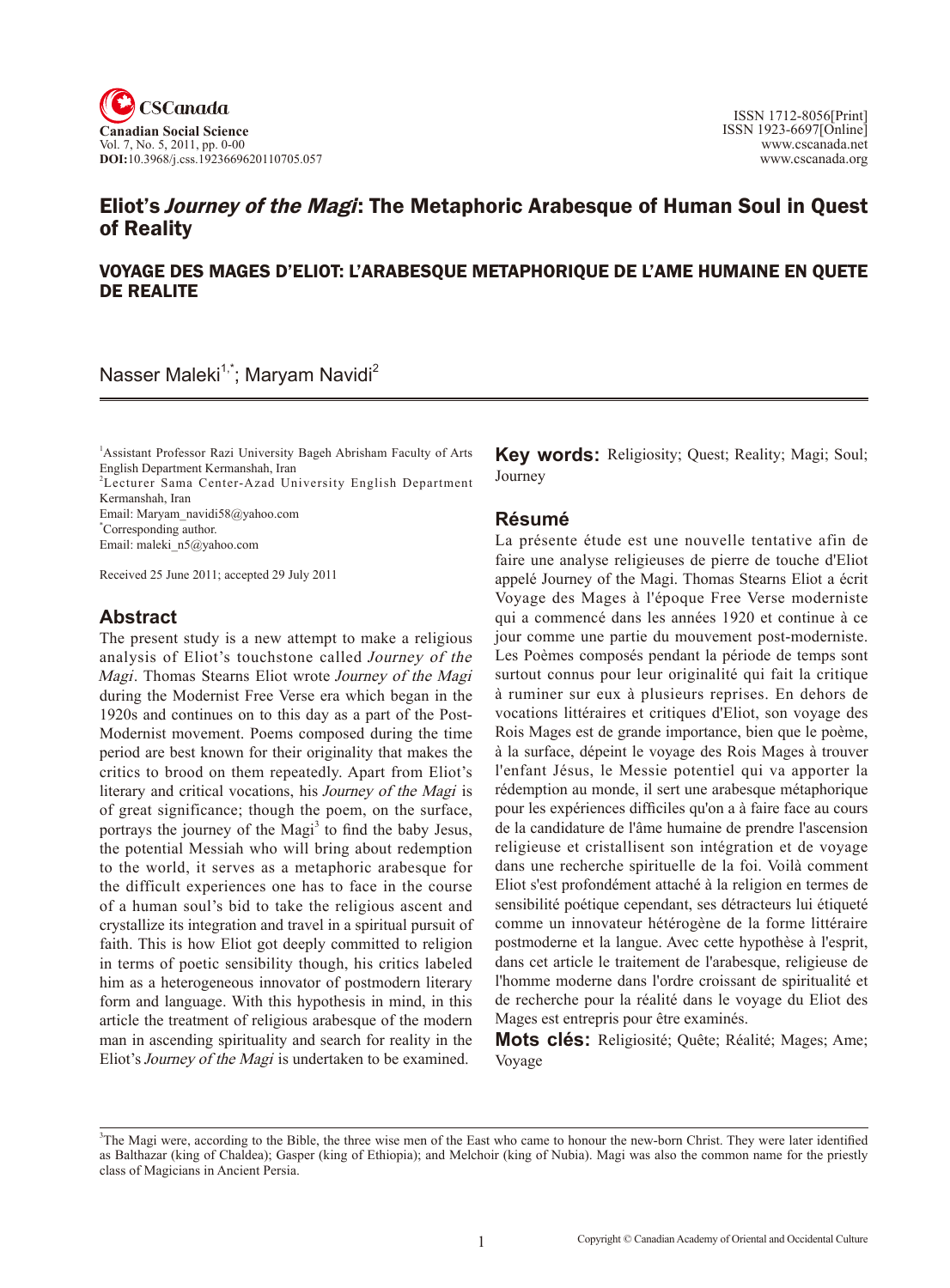# Eliot's *Journey of the Magi*: The Metaphoric Arabesque of Human Soul in Quest of Reality

## VOYAGE DES MAGES D'ELIOT: L'ARABESQUE METAPHORIQUE DE L'AME HUMAINE EN QUETE DE REALITE

Nasser Maleki[1,*]; Maryam Navidi[2]

[1]Assistant Professor Razi University Bageh Abrisham Faculty of Arts English Department Kermanshah, Iran
[2]Lecturer Sama Center-Azad University English Department Kermanshah, Iran
Email: Maryam_navidi58@yahoo.com
[*]Corresponding author.
Email: maleki_n5@yahoo.com

Received 25 June 2011; accepted 29 July 2011

## Abstract

The present study is a new attempt to make a religious analysis of Eliot's touchstone called *Journey of the Magi*. Thomas Stearns Eliot wrote *Journey of the Magi* during the Modernist Free Verse era which began in the 1920s and continues on to this day as a part of the Post-Modernist movement. Poems composed during the time period are best known for their originality that makes the critics to brood on them repeatedly. Apart from Eliot's literary and critical vocations, his *Journey of the Magi* is of great significance; though the poem, on the surface, portrays the journey of the Magi[3] to find the baby Jesus, the potential Messiah who will bring about redemption to the world, it serves as a metaphoric arabesque for the difficult experiences one has to face in the course of a human soul's bid to take the religious ascent and crystallize its integration and travel in a spiritual pursuit of faith. This is how Eliot got deeply committed to religion in terms of poetic sensibility though, his critics labeled him as a heterogeneous innovator of postmodern literary form and language. With this hypothesis in mind, in this article the treatment of religious arabesque of the modern man in ascending spirituality and search for reality in the Eliot's *Journey of the Magi* is undertaken to be examined.

**Key words:** Religiosity; Quest; Reality; Magi; Soul; Journey

## Résumé

La présente étude est une nouvelle tentative afin de faire une analyse religieuses de pierre de touche d'Eliot appelé Journey of the Magi. Thomas Stearns Eliot a écrit Voyage des Mages à l'époque Free Verse moderniste qui a commencé dans les années 1920 et continue à ce jour comme une partie du mouvement post-moderniste. Les Poèmes composés pendant la période de temps sont surtout connus pour leur originalité qui fait la critique à ruminer sur eux à plusieurs reprises. En dehors de vocations littéraires et critiques d'Eliot, son voyage des Rois Mages est de grande importance, bien que le poème, à la surface, dépeint le voyage des Rois Mages à trouver l'enfant Jésus, le Messie potentiel qui va apporter la rédemption au monde, il sert une arabesque métaphorique pour les expériences difficiles qu'on a à faire face au cours de la candidature de l'âme humaine de prendre l'ascension religieuse et cristallisent son intégration et de voyage dans une recherche spirituelle de la foi. Voilà comment Eliot s'est profondément attaché à la religion en termes de sensibilité poétique cependant, ses détracteurs lui étiqueté comme un innovateur hétérogène de la forme littéraire postmoderne et la langue. Avec cette hypothèse à l'esprit, dans cet article le traitement de l'arabesque, religieuse de l'homme moderne dans l'ordre croissant de spiritualité et de recherche pour la réalité dans le voyage du Eliot des Mages est entrepris pour être examinés.

**Mots clés:** Religiosité; Quête; Réalité; Mages; Ame; Voyage

---

[3]The Magi were, according to the Bible, the three wise men of the East who came to honour the new-born Christ. They were later identified as Balthazar (king of Chaldea); Gasper (king of Ethiopia); and Melchoir (king of Nubia). Magi was also the common name for the priestly class of Magicians in Ancient Persia.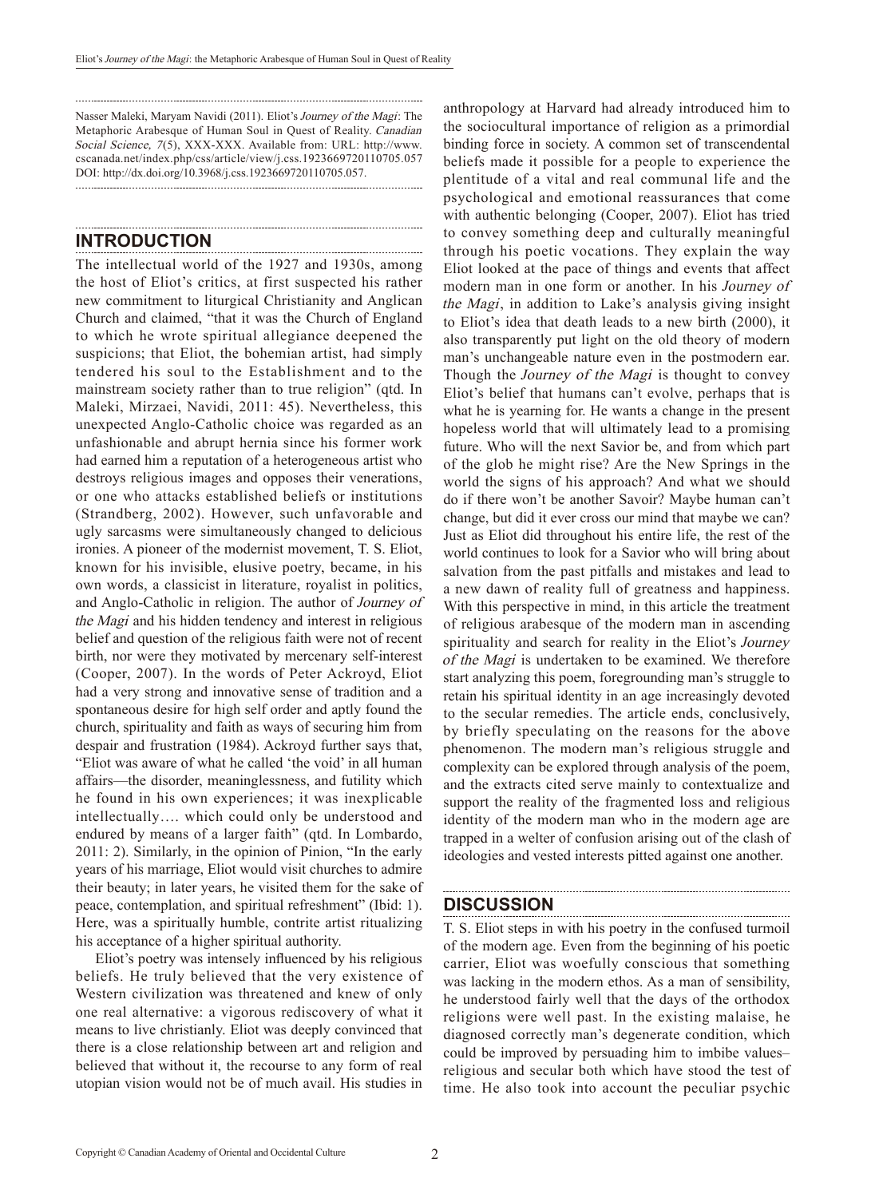Nasser Maleki, Maryam Navidi (2011). Eliot's *Journey of the Magi*: The Metaphoric Arabesque of Human Soul in Quest of Reality. *Canadian Social Science, 7*(5), XXX-XXX. Available from: URL: http://www.cscanada.net/index.php/css/article/view/j.css.1923669720110705.057 DOI: http://dx.doi.org/10.3968/j.css.1923669720110705.057.

## INTRODUCTION

The intellectual world of the 1927 and 1930s, among the host of Eliot's critics, at first suspected his rather new commitment to liturgical Christianity and Anglican Church and claimed, "that it was the Church of England to which he wrote spiritual allegiance deepened the suspicions; that Eliot, the bohemian artist, had simply tendered his soul to the Establishment and to the mainstream society rather than to true religion" (qtd. In Maleki, Mirzaei, Navidi, 2011: 45). Nevertheless, this unexpected Anglo-Catholic choice was regarded as an unfashionable and abrupt hernia since his former work had earned him a reputation of a heterogeneous artist who destroys religious images and opposes their venerations, or one who attacks established beliefs or institutions (Strandberg, 2002). However, such unfavorable and ugly sarcasms were simultaneously changed to delicious ironies. A pioneer of the modernist movement, T. S. Eliot, known for his invisible, elusive poetry, became, in his own words, a classicist in literature, royalist in politics, and Anglo-Catholic in religion. The author of *Journey of the Magi* and his hidden tendency and interest in religious belief and question of the religious faith were not of recent birth, nor were they motivated by mercenary self-interest (Cooper, 2007). In the words of Peter Ackroyd, Eliot had a very strong and innovative sense of tradition and a spontaneous desire for high self order and aptly found the church, spirituality and faith as ways of securing him from despair and frustration (1984). Ackroyd further says that, "Eliot was aware of what he called 'the void' in all human affairs—the disorder, meaninglessness, and futility which he found in his own experiences; it was inexplicable intellectually…. which could only be understood and endured by means of a larger faith" (qtd. In Lombardo, 2011: 2). Similarly, in the opinion of Pinion, "In the early years of his marriage, Eliot would visit churches to admire their beauty; in later years, he visited them for the sake of peace, contemplation, and spiritual refreshment" (Ibid: 1). Here, was a spiritually humble, contrite artist ritualizing his acceptance of a higher spiritual authority.

Eliot's poetry was intensely influenced by his religious beliefs. He truly believed that the very existence of Western civilization was threatened and knew of only one real alternative: a vigorous rediscovery of what it means to live christianly. Eliot was deeply convinced that there is a close relationship between art and religion and believed that without it, the recourse to any form of real utopian vision would not be of much avail. His studies in anthropology at Harvard had already introduced him to the sociocultural importance of religion as a primordial binding force in society. A common set of transcendental beliefs made it possible for a people to experience the plentitude of a vital and real communal life and the psychological and emotional reassurances that come with authentic belonging (Cooper, 2007). Eliot has tried to convey something deep and culturally meaningful through his poetic vocations. They explain the way Eliot looked at the pace of things and events that affect modern man in one form or another. In his *Journey of the Magi*, in addition to Lake's analysis giving insight to Eliot's idea that death leads to a new birth (2000), it also transparently put light on the old theory of modern man's unchangeable nature even in the postmodern ear. Though the *Journey of the Magi* is thought to convey Eliot's belief that humans can't evolve, perhaps that is what he is yearning for. He wants a change in the present hopeless world that will ultimately lead to a promising future. Who will the next Savior be, and from which part of the glob he might rise? Are the New Springs in the world the signs of his approach? And what we should do if there won't be another Savoir? Maybe human can't change, but did it ever cross our mind that maybe we can? Just as Eliot did throughout his entire life, the rest of the world continues to look for a Savior who will bring about salvation from the past pitfalls and mistakes and lead to a new dawn of reality full of greatness and happiness. With this perspective in mind, in this article the treatment of religious arabesque of the modern man in ascending spirituality and search for reality in the Eliot's *Journey of the Magi* is undertaken to be examined. We therefore start analyzing this poem, foregrounding man's struggle to retain his spiritual identity in an age increasingly devoted to the secular remedies. The article ends, conclusively, by briefly speculating on the reasons for the above phenomenon. The modern man's religious struggle and complexity can be explored through analysis of the poem, and the extracts cited serve mainly to contextualize and support the reality of the fragmented loss and religious identity of the modern man who in the modern age are trapped in a welter of confusion arising out of the clash of ideologies and vested interests pitted against one another.

## DISCUSSION

T. S. Eliot steps in with his poetry in the confused turmoil of the modern age. Even from the beginning of his poetic carrier, Eliot was woefully conscious that something was lacking in the modern ethos. As a man of sensibility, he understood fairly well that the days of the orthodox religions were well past. In the existing malaise, he diagnosed correctly man's degenerate condition, which could be improved by persuading him to imbibe values–religious and secular both which have stood the test of time. He also took into account the peculiar psychic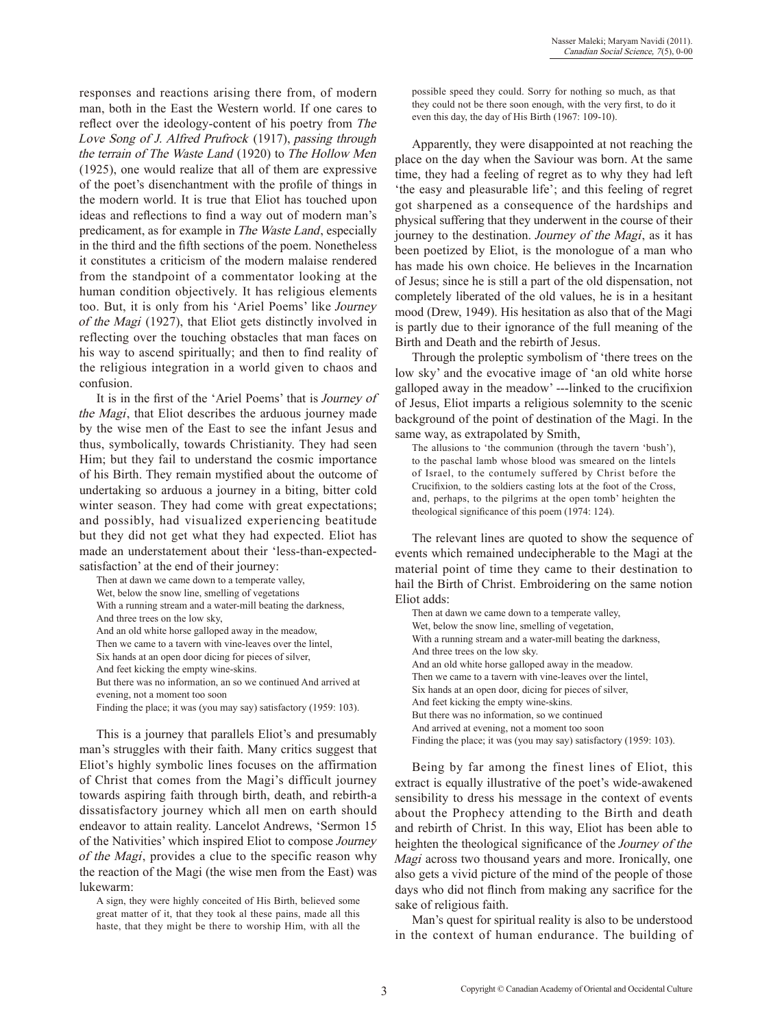responses and reactions arising there from, of modern man, both in the East the Western world. If one cares to reflect over the ideology-content of his poetry from *The Love Song of J. Alfred Prufrock* (1917), *passing through the terrain of The Waste Land* (1920) to *The Hollow Men* (1925), one would realize that all of them are expressive of the poet's disenchantment with the profile of things in the modern world. It is true that Eliot has touched upon ideas and reflections to find a way out of modern man's predicament, as for example in *The Waste Land*, especially in the third and the fifth sections of the poem. Nonetheless it constitutes a criticism of the modern malaise rendered from the standpoint of a commentator looking at the human condition objectively. It has religious elements too. But, it is only from his 'Ariel Poems' like *Journey of the Magi* (1927), that Eliot gets distinctly involved in reflecting over the touching obstacles that man faces on his way to ascend spiritually; and then to find reality of the religious integration in a world given to chaos and confusion.

It is in the first of the 'Ariel Poems' that is *Journey of the Magi*, that Eliot describes the arduous journey made by the wise men of the East to see the infant Jesus and thus, symbolically, towards Christianity. They had seen Him; but they fail to understand the cosmic importance of his Birth. They remain mystified about the outcome of undertaking so arduous a journey in a biting, bitter cold winter season. They had come with great expectations; and possibly, had visualized experiencing beatitude but they did not get what they had expected. Eliot has made an understatement about their 'less-than-expected-satisfaction' at the end of their journey:

> Then at dawn we came down to a temperate valley,
> Wet, below the snow line, smelling of vegetations
> With a running stream and a water-mill beating the darkness,
> And three trees on the low sky,
> And an old white horse galloped away in the meadow,
> Then we came to a tavern with vine-leaves over the lintel,
> Six hands at an open door dicing for pieces of silver,
> And feet kicking the empty wine-skins.
> But there was no information, an so we continued And arrived at evening, not a moment too soon
> Finding the place; it was (you may say) satisfactory (1959: 103).

This is a journey that parallels Eliot's and presumably man's struggles with their faith. Many critics suggest that Eliot's highly symbolic lines focuses on the affirmation of Christ that comes from the Magi's difficult journey towards aspiring faith through birth, death, and rebirth-a dissatisfactory journey which all men on earth should endeavor to attain reality. Lancelot Andrews, 'Sermon 15 of the Nativities' which inspired Eliot to compose *Journey of the Magi*, provides a clue to the specific reason why the reaction of the Magi (the wise men from the East) was lukewarm:

> A sign, they were highly conceited of His Birth, believed some great matter of it, that they took al these pains, made all this haste, that they might be there to worship Him, with all the possible speed they could. Sorry for nothing so much, as that they could not be there soon enough, with the very first, to do it even this day, the day of His Birth (1967: 109-10).

Apparently, they were disappointed at not reaching the place on the day when the Saviour was born. At the same time, they had a feeling of regret as to why they had left 'the easy and pleasurable life'; and this feeling of regret got sharpened as a consequence of the hardships and physical suffering that they underwent in the course of their journey to the destination. *Journey of the Magi*, as it has been poetized by Eliot, is the monologue of a man who has made his own choice. He believes in the Incarnation of Jesus; since he is still a part of the old dispensation, not completely liberated of the old values, he is in a hesitant mood (Drew, 1949). His hesitation as also that of the Magi is partly due to their ignorance of the full meaning of the Birth and Death and the rebirth of Jesus.

Through the proleptic symbolism of 'there trees on the low sky' and the evocative image of 'an old white horse galloped away in the meadow' ---linked to the crucifixion of Jesus, Eliot imparts a religious solemnity to the scenic background of the point of destination of the Magi. In the same way, as extrapolated by Smith,

> The allusions to 'the communion (through the tavern 'bush'), to the paschal lamb whose blood was smeared on the lintels of Israel, to the contumely suffered by Christ before the Crucifixion, to the soldiers casting lots at the foot of the Cross, and, perhaps, to the pilgrims at the open tomb' heighten the theological significance of this poem (1974: 124).

The relevant lines are quoted to show the sequence of events which remained undecipherable to the Magi at the material point of time they came to their destination to hail the Birth of Christ. Embroidering on the same notion Eliot adds:

> Then at dawn we came down to a temperate valley,
> Wet, below the snow line, smelling of vegetation,
> With a running stream and a water-mill beating the darkness,
> And three trees on the low sky.
> And an old white horse galloped away in the meadow.
> Then we came to a tavern with vine-leaves over the lintel,
> Six hands at an open door, dicing for pieces of silver,
> And feet kicking the empty wine-skins.
> But there was no information, so we continued
> And arrived at evening, not a moment too soon
> Finding the place; it was (you may say) satisfactory (1959: 103).

Being by far among the finest lines of Eliot, this extract is equally illustrative of the poet's wide-awakened sensibility to dress his message in the context of events about the Prophecy attending to the Birth and death and rebirth of Christ. In this way, Eliot has been able to heighten the theological significance of the *Journey of the Magi* across two thousand years and more. Ironically, one also gets a vivid picture of the mind of the people of those days who did not flinch from making any sacrifice for the sake of religious faith.

Man's quest for spiritual reality is also to be understood in the context of human endurance. The building of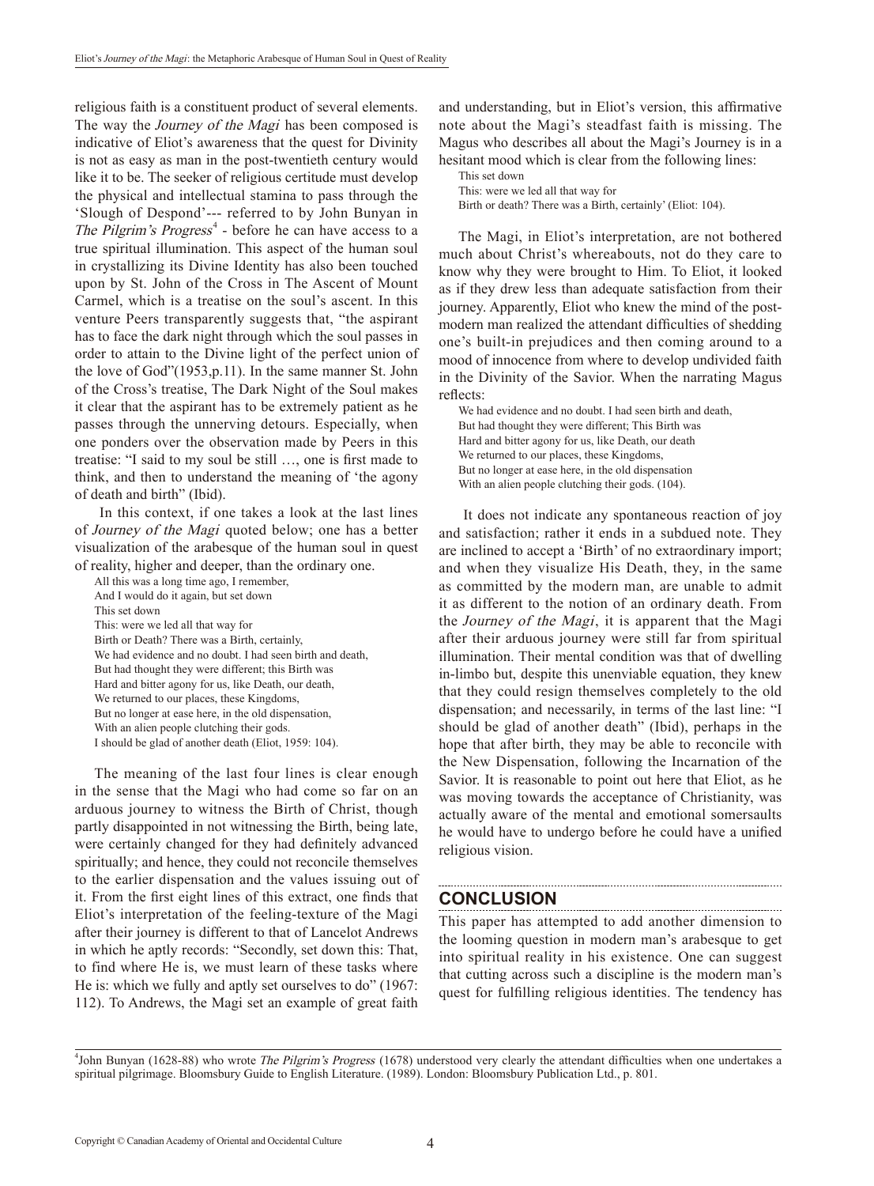religious faith is a constituent product of several elements. The way the *Journey of the Magi* has been composed is indicative of Eliot's awareness that the quest for Divinity is not as easy as man in the post-twentieth century would like it to be. The seeker of religious certitude must develop the physical and intellectual stamina to pass through the 'Slough of Despond'--- referred to by John Bunyan in *The Pilgrim's Progress*[4] - before he can have access to a true spiritual illumination. This aspect of the human soul in crystallizing its Divine Identity has also been touched upon by St. John of the Cross in The Ascent of Mount Carmel, which is a treatise on the soul's ascent. In this venture Peers transparently suggests that, "the aspirant has to face the dark night through which the soul passes in order to attain to the Divine light of the perfect union of the love of God"(1953,p.11). In the same manner St. John of the Cross's treatise, The Dark Night of the Soul makes it clear that the aspirant has to be extremely patient as he passes through the unnerving detours. Especially, when one ponders over the observation made by Peers in this treatise: "I said to my soul be still …, one is first made to think, and then to understand the meaning of 'the agony of death and birth" (Ibid).

In this context, if one takes a look at the last lines of *Journey of the Magi* quoted below; one has a better visualization of the arabesque of the human soul in quest of reality, higher and deeper, than the ordinary one.

> All this was a long time ago, I remember,  
> And I would do it again, but set down  
> This set down  
> This: were we led all that way for  
> Birth or Death? There was a Birth, certainly,  
> We had evidence and no doubt. I had seen birth and death,  
> But had thought they were different; this Birth was  
> Hard and bitter agony for us, like Death, our death,  
> We returned to our places, these Kingdoms,  
> But no longer at ease here, in the old dispensation,  
> With an alien people clutching their gods.  
> I should be glad of another death (Eliot, 1959: 104).

The meaning of the last four lines is clear enough in the sense that the Magi who had come so far on an arduous journey to witness the Birth of Christ, though partly disappointed in not witnessing the Birth, being late, were certainly changed for they had definitely advanced spiritually; and hence, they could not reconcile themselves to the earlier dispensation and the values issuing out of it. From the first eight lines of this extract, one finds that Eliot's interpretation of the feeling-texture of the Magi after their journey is different to that of Lancelot Andrews in which he aptly records: "Secondly, set down this: That, to find where He is, we must learn of these tasks where He is: which we fully and aptly set ourselves to do" (1967: 112). To Andrews, the Magi set an example of great faith and understanding, but in Eliot's version, this affirmative note about the Magi's steadfast faith is missing. The Magus who describes all about the Magi's Journey is in a hesitant mood which is clear from the following lines:

> This set down  
> This: were we led all that way for  
> Birth or death? There was a Birth, certainly' (Eliot: 104).

The Magi, in Eliot's interpretation, are not bothered much about Christ's whereabouts, not do they care to know why they were brought to Him. To Eliot, it looked as if they drew less than adequate satisfaction from their journey. Apparently, Eliot who knew the mind of the post-modern man realized the attendant difficulties of shedding one's built-in prejudices and then coming around to a mood of innocence from where to develop undivided faith in the Divinity of the Savior. When the narrating Magus reflects:

> We had evidence and no doubt. I had seen birth and death,  
> But had thought they were different; This Birth was  
> Hard and bitter agony for us, like Death, our death  
> We returned to our places, these Kingdoms,  
> But no longer at ease here, in the old dispensation  
> With an alien people clutching their gods. (104).

It does not indicate any spontaneous reaction of joy and satisfaction; rather it ends in a subdued note. They are inclined to accept a 'Birth' of no extraordinary import; and when they visualize His Death, they, in the same as committed by the modern man, are unable to admit it as different to the notion of an ordinary death. From the *Journey of the Magi*, it is apparent that the Magi after their arduous journey were still far from spiritual illumination. Their mental condition was that of dwelling in-limbo but, despite this unenviable equation, they knew that they could resign themselves completely to the old dispensation; and necessarily, in terms of the last line: "I should be glad of another death" (Ibid), perhaps in the hope that after birth, they may be able to reconcile with the New Dispensation, following the Incarnation of the Savior. It is reasonable to point out here that Eliot, as he was moving towards the acceptance of Christianity, was actually aware of the mental and emotional somersaults he would have to undergo before he could have a unified religious vision.

## CONCLUSION

This paper has attempted to add another dimension to the looming question in modern man's arabesque to get into spiritual reality in his existence. One can suggest that cutting across such a discipline is the modern man's quest for fulfilling religious identities. The tendency has

---

[4] John Bunyan (1628-88) who wrote *The Pilgrim's Progress* (1678) understood very clearly the attendant difficulties when one undertakes a spiritual pilgrimage. Bloomsbury Guide to English Literature. (1989). London: Bloomsbury Publication Ltd., p. 801.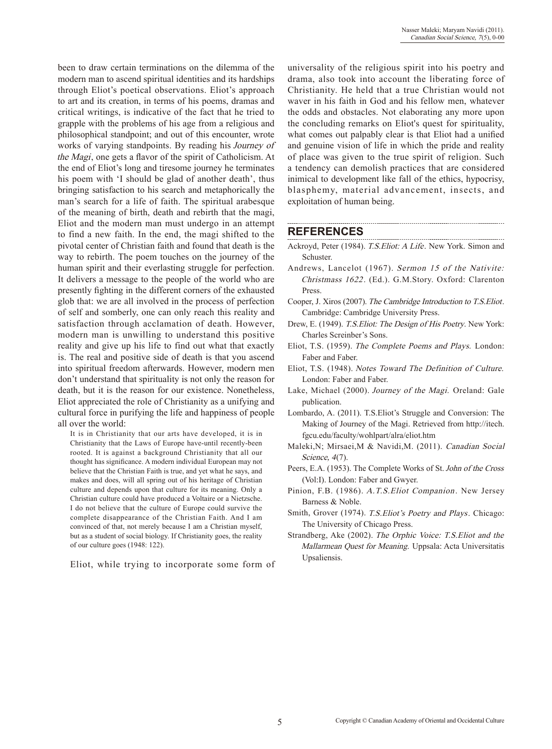been to draw certain terminations on the dilemma of the modern man to ascend spiritual identities and its hardships through Eliot's poetical observations. Eliot's approach to art and its creation, in terms of his poems, dramas and critical writings, is indicative of the fact that he tried to grapple with the problems of his age from a religious and philosophical standpoint; and out of this encounter, wrote works of varying standpoints. By reading his *Journey of the Magi*, one gets a flavor of the spirit of Catholicism. At the end of Eliot's long and tiresome journey he terminates his poem with 'I should be glad of another death', thus bringing satisfaction to his search and metaphorically the man's search for a life of faith. The spiritual arabesque of the meaning of birth, death and rebirth that the magi, Eliot and the modern man must undergo in an attempt to find a new faith. In the end, the magi shifted to the pivotal center of Christian faith and found that death is the way to rebirth. The poem touches on the journey of the human spirit and their everlasting struggle for perfection. It delivers a message to the people of the world who are presently fighting in the different corners of the exhausted glob that: we are all involved in the process of perfection of self and somberly, one can only reach this reality and satisfaction through acclamation of death. However, modern man is unwilling to understand this positive reality and give up his life to find out what that exactly is. The real and positive side of death is that you ascend into spiritual freedom afterwards. However, modern men don't understand that spirituality is not only the reason for death, but it is the reason for our existence. Nonetheless, Eliot appreciated the role of Christianity as a unifying and cultural force in purifying the life and happiness of people all over the world:

> It is in Christianity that our arts have developed, it is in Christianity that the Laws of Europe have-until recently-been rooted. It is against a background Christianity that all our thought has significance. A modern individual European may not believe that the Christian Faith is true, and yet what he says, and makes and does, will all spring out of his heritage of Christian culture and depends upon that culture for its meaning. Only a Christian culture could have produced a Voltaire or a Nietzsche. I do not believe that the culture of Europe could survive the complete disappearance of the Christian Faith. And I am convinced of that, not merely because I am a Christian myself, but as a student of social biology. If Christianity goes, the reality of our culture goes (1948: 122).

Eliot, while trying to incorporate some form of universality of the religious spirit into his poetry and drama, also took into account the liberating force of Christianity. He held that a true Christian would not waver in his faith in God and his fellow men, whatever the odds and obstacles. Not elaborating any more upon the concluding remarks on Eliot's quest for spirituality, what comes out palpably clear is that Eliot had a unified and genuine vision of life in which the pride and reality of place was given to the true spirit of religion. Such a tendency can demolish practices that are considered inimical to development like fall of the ethics, hypocrisy, blasphemy, material advancement, insects, and exploitation of human being.

## REFERENCES

Ackroyd, Peter (1984). *T.S.Eliot: A Life*. New York. Simon and Schuster.

Andrews, Lancelot (1967). *Sermon 15 of the Nativite: Christmass 1622*. (Ed.). G.M.Story. Oxford: Clarenton Press.

Cooper, J. Xiros (2007). *The Cambridge Introduction to T.S.Eliot*. Cambridge: Cambridge University Press.

Drew, E. (1949). *T.S.Eliot: The Design of His Poetry*. New York: Charles Screinber's Sons.

Eliot, T.S. (1959). *The Complete Poems and Plays.* London: Faber and Faber.

Eliot, T.S. (1948). *Notes Toward The Definition of Culture.* London: Faber and Faber.

Lake, Michael (2000). *Journey of the Magi.* Oreland: Gale publication.

Lombardo, A. (2011). T.S.Eliot's Struggle and Conversion: The Making of Journey of the Magi. Retrieved from http://itech.fgcu.edu/faculty/wohlpart/alra/eliot.htm

Maleki,N; Mirsaei,M & Navidi,M. (2011). *Canadian Social Science, 4*(7).

Peers, E.A. (1953). The Complete Works of St. *John of the Cross* (Vol:I). London: Faber and Gwyer.

Pinion, F.B. (1986). *A.T.S.Eliot Companion*. New Jersey Barness & Noble.

Smith, Grover (1974). *T.S.Eliot's Poetry and Plays*. Chicago: The University of Chicago Press.

Strandberg, Ake (2002). *The Orphic Voice: T.S.Eliot and the Mallarmean Quest for Meaning.* Uppsala: Acta Universitatis Upsaliensis.